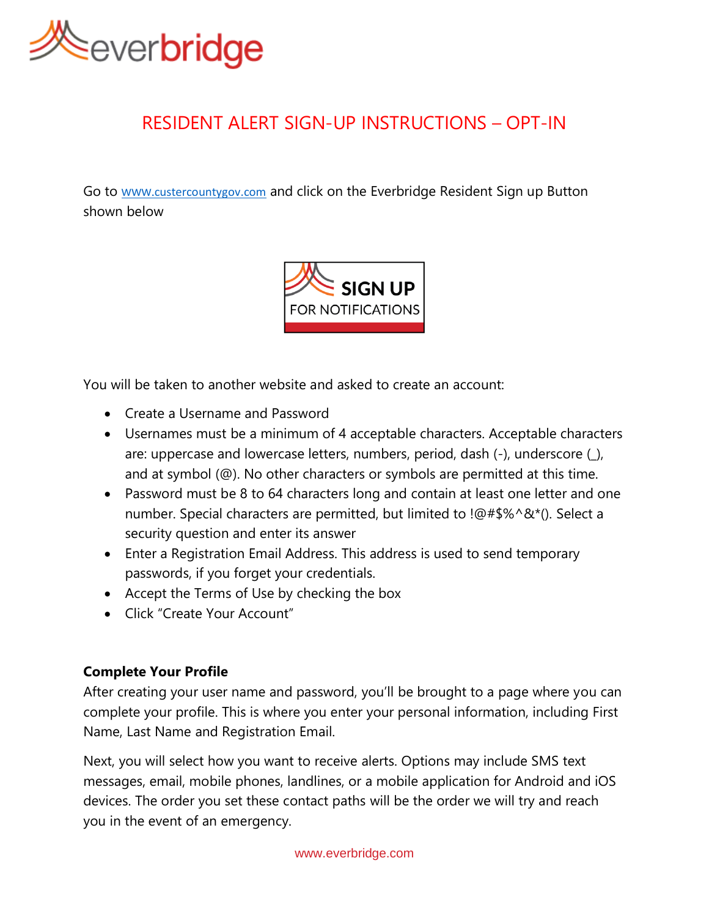# RESIDENT ALERT SIGN-UP INSTRUCTIONS – OPT-IN

Go to [www.custercountygov.com](http://www.custercountygov.com) and click on the Everbridge Resident Sign up Button shown below

SIGN UP
FOR NOTIFICATIONS

You will be taken to another website and asked to create an account:

- Create a Username and Password
- Usernames must be a minimum of 4 acceptable characters. Acceptable characters are: uppercase and lowercase letters, numbers, period, dash (-), underscore (_), and at symbol (@). No other characters or symbols are permitted at this time.
- Password must be 8 to 64 characters long and contain at least one letter and one number. Special characters are permitted, but limited to !@#$%^&*(). Select a security question and enter its answer
- Enter a Registration Email Address. This address is used to send temporary passwords, if you forget your credentials.
- Accept the Terms of Use by checking the box
- Click "Create Your Account"

**Complete Your Profile**

After creating your user name and password, you'll be brought to a page where you can complete your profile. This is where you enter your personal information, including First Name, Last Name and Registration Email.

Next, you will select how you want to receive alerts. Options may include SMS text messages, email, mobile phones, landlines, or a mobile application for Android and iOS devices. The order you set these contact paths will be the order we will try and reach you in the event of an emergency.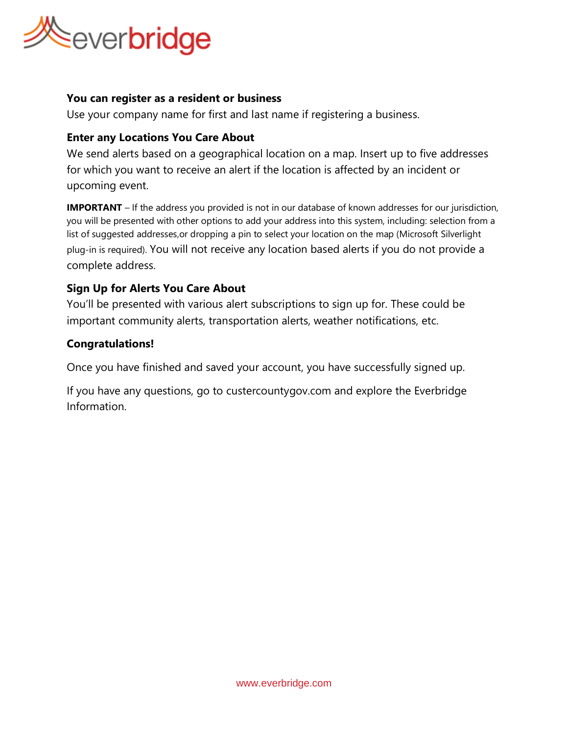**You can register as a resident or business**

Use your company name for first and last name if registering a business.

**Enter any Locations You Care About**

We send alerts based on a geographical location on a map. Insert up to five addresses for which you want to receive an alert if the location is affected by an incident or upcoming event.

**IMPORTANT** – If the address you provided is not in our database of known addresses for our jurisdiction, you will be presented with other options to add your address into this system, including: selection from a list of suggested addresses,or dropping a pin to select your location on the map (Microsoft Silverlight plug-in is required). You will not receive any location based alerts if you do not provide a complete address.

**Sign Up for Alerts You Care About**

You'll be presented with various alert subscriptions to sign up for. These could be important community alerts, transportation alerts, weather notifications, etc.

**Congratulations!**

Once you have finished and saved your account, you have successfully signed up.

If you have any questions, go to custercountygov.com and explore the Everbridge Information.